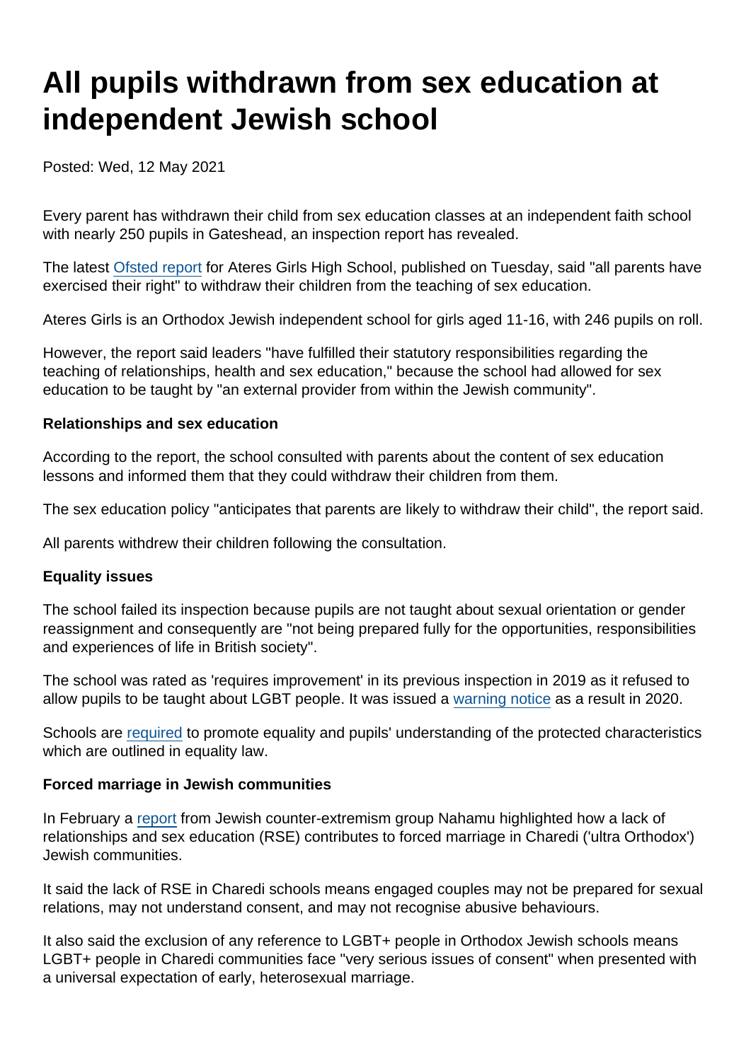# All pupils withdrawn from sex education at independent Jewish school

Posted: Wed, 12 May 2021

Every parent has withdrawn their child from sex education classes at an independent faith school with nearly 250 pupils in Gateshead, an inspection report has revealed.

The latest Ofsted report for Ateres Girls High School, published on Tuesday, said "all parents have exercised their right" to withdraw their children from the teaching of sex education.

Ateres Girls is an Orthodox Jewish independent school for girls aged 11-16, with 246 pupils on roll.

However, the report said leaders "have fulfilled their statutory responsibilities regarding the teaching of relationships, health and sex education," because the school had allowed for sex education to be taught by "an external provider from within the Jewish community".

**Relationships and sex education**

According to the report, the school consulted with parents about the content of sex education lessons and informed them that they could withdraw their children from them.

The sex education policy "anticipates that parents are likely to withdraw their child", the report said.

All parents withdrew their children following the consultation.

**Equality issues**

The school failed its inspection because pupils are not taught about sexual orientation or gender reassignment and consequently are "not being prepared fully for the opportunities, responsibilities and experiences of life in British society".

The school was rated as 'requires improvement' in its previous inspection in 2019 as it refused to allow pupils to be taught about LGBT people. It was issued a warning notice as a result in 2020.

Schools are required to promote equality and pupils' understanding of the protected characteristics which are outlined in equality law.

**Forced marriage in Jewish communities**

In February a report from Jewish counter-extremism group Nahamu highlighted how a lack of relationships and sex education (RSE) contributes to forced marriage in Charedi ('ultra Orthodox') Jewish communities.

It said the lack of RSE in Charedi schools means engaged couples may not be prepared for sexual relations, may not understand consent, and may not recognise abusive behaviours.

It also said the exclusion of any reference to LGBT+ people in Orthodox Jewish schools means LGBT+ people in Charedi communities face "very serious issues of consent" when presented with a universal expectation of early, heterosexual marriage.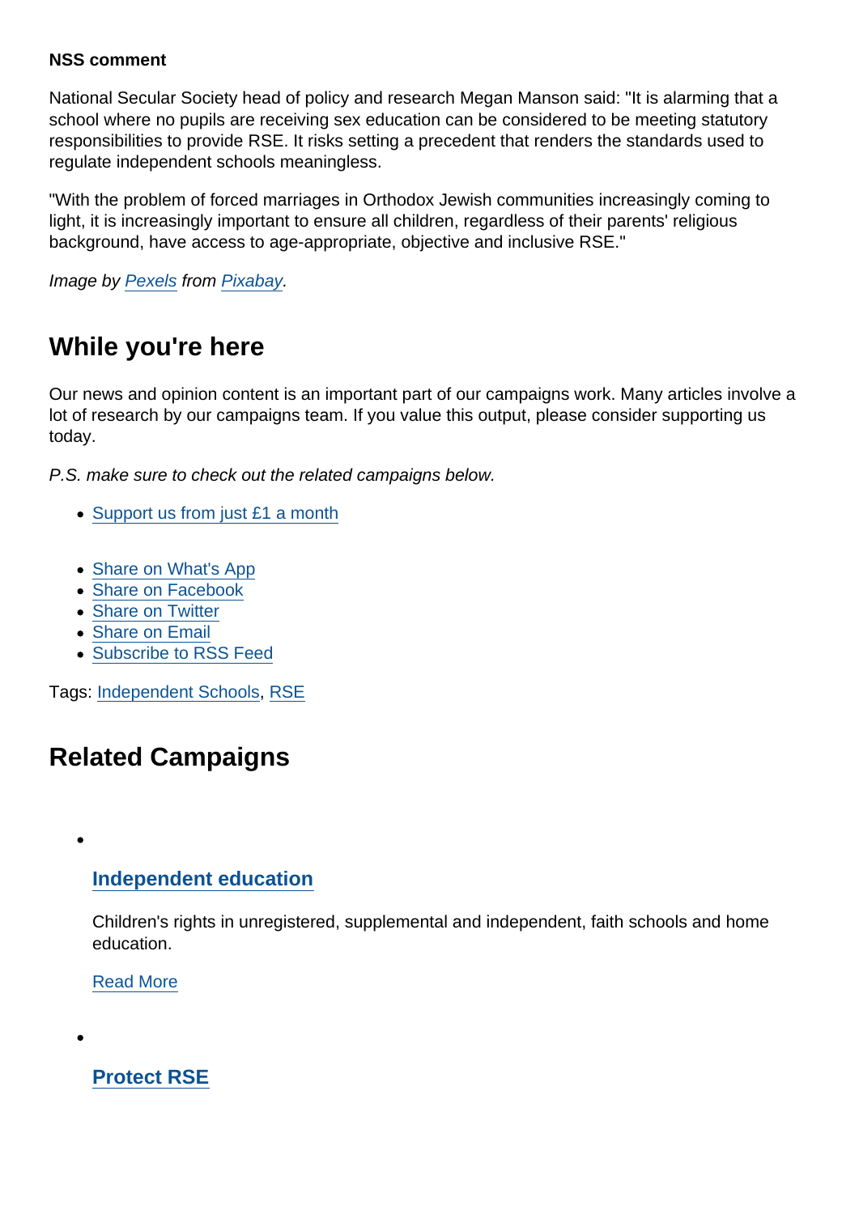**NSS comment**

National Secular Society head of policy and research Megan Manson said: "It is alarming that a school where no pupils are receiving sex education can be considered to be meeting statutory responsibilities to provide RSE. It risks setting a precedent that renders the standards used to regulate independent schools meaningless.

"With the problem of forced marriages in Orthodox Jewish communities increasingly coming to light, it is increasingly important to ensure all children, regardless of their parents' religious background, have access to age-appropriate, objective and inclusive RSE."

*Image by Pexels from Pixabay.*

## While you're here

Our news and opinion content is an important part of our campaigns work. Many articles involve a lot of research by our campaigns team. If you value this output, please consider supporting us today.

*P.S. make sure to check out the related campaigns below.*

- Support us from just £1 a month

- Share on What's App
- Share on Facebook
- Share on Twitter
- Share on Email
- Subscribe to RSS Feed

Tags: Independent Schools, RSE

## Related Campaigns

- ### Independent education

  Children's rights in unregistered, supplemental and independent, faith schools and home education.

  Read More

- ### Protect RSE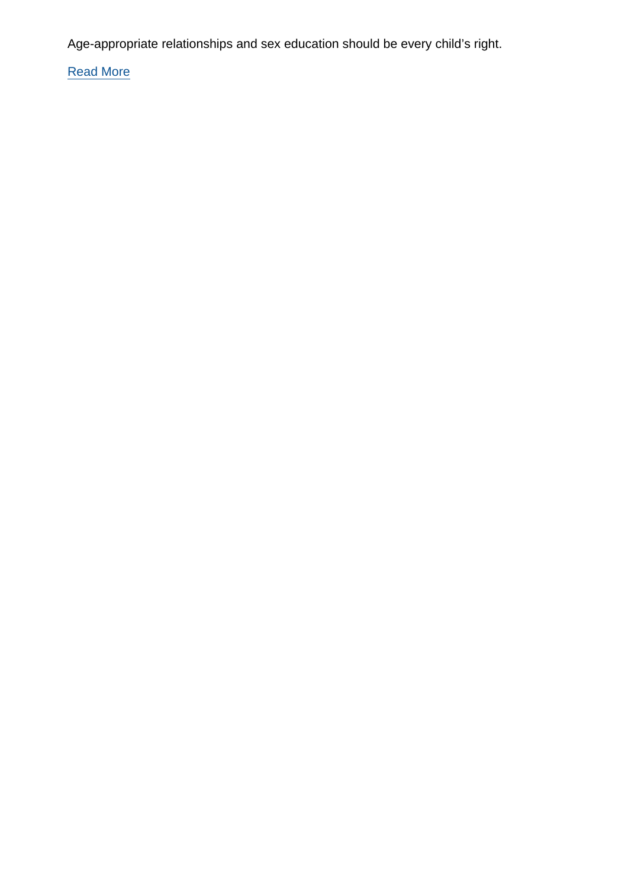Age-appropriate relationships and sex education should be every child's right.

Read More